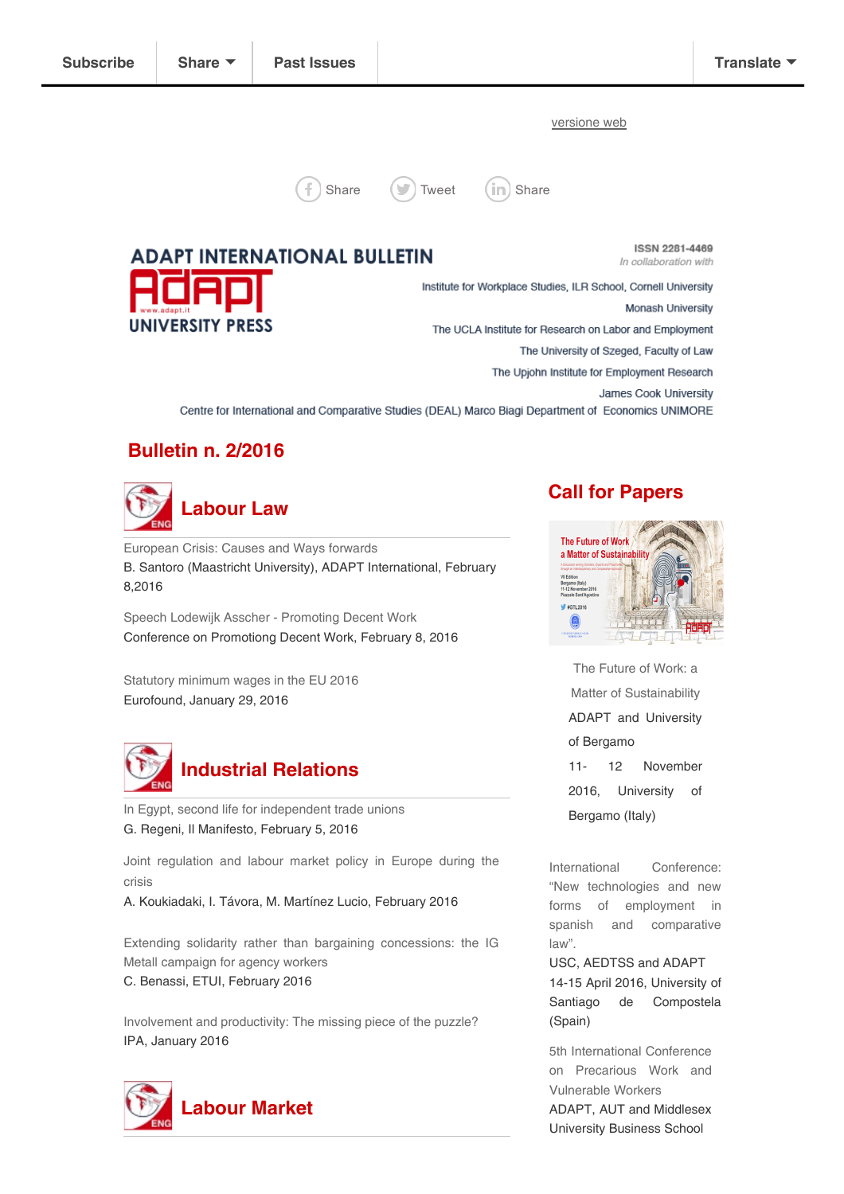Subscribe | Share | Past Issues | Translate

versione web

Share | Tweet | Share

# ADAPT INTERNATIONAL BULLETIN

ADAPT UNIVERSITY PRESS

ISSN 2281-4469

*In collaboration with*

Institute for Workplace Studies, ILR School, Cornell University

Monash University

The UCLA Institute for Research on Labor and Employment

The University of Szeged, Faculty of Law

The Upjohn Institute for Employment Research

James Cook University

Centre for International and Comparative Studies (DEAL) Marco Biagi Department of Economics UNIMORE

## Bulletin n. 2/2016

### Labour Law

European Crisis: Causes and Ways forwards
B. Santoro (Maastricht University), ADAPT International, February 8,2016

Speech Lodewijk Asscher - Promoting Decent Work
Conference on Promotiong Decent Work, February 8, 2016

Statutory minimum wages in the EU 2016
Eurofound, January 29, 2016

### Industrial Relations

In Egypt, second life for independent trade unions
G. Regeni, Il Manifesto, February 5, 2016

Joint regulation and labour market policy in Europe during the crisis
A. Koukiadaki, I. Távora, M. Martínez Lucio, February 2016

Extending solidarity rather than bargaining concessions: the IG Metall campaign for agency workers
C. Benassi, ETUI, February 2016

Involvement and productivity: The missing piece of the puzzle?
IPA, January 2016

### Labour Market

## Call for Papers

The Future of Work: a Matter of Sustainability
ADAPT and University of Bergamo
11- 12 November 2016, University of Bergamo (Italy)

International Conference: "New technologies and new forms of employment in spanish and comparative law".
USC, AEDTSS and ADAPT
14-15 April 2016, University of Santiago de Compostela (Spain)

5th International Conference on Precarious Work and Vulnerable Workers
ADAPT, AUT and Middlesex University Business School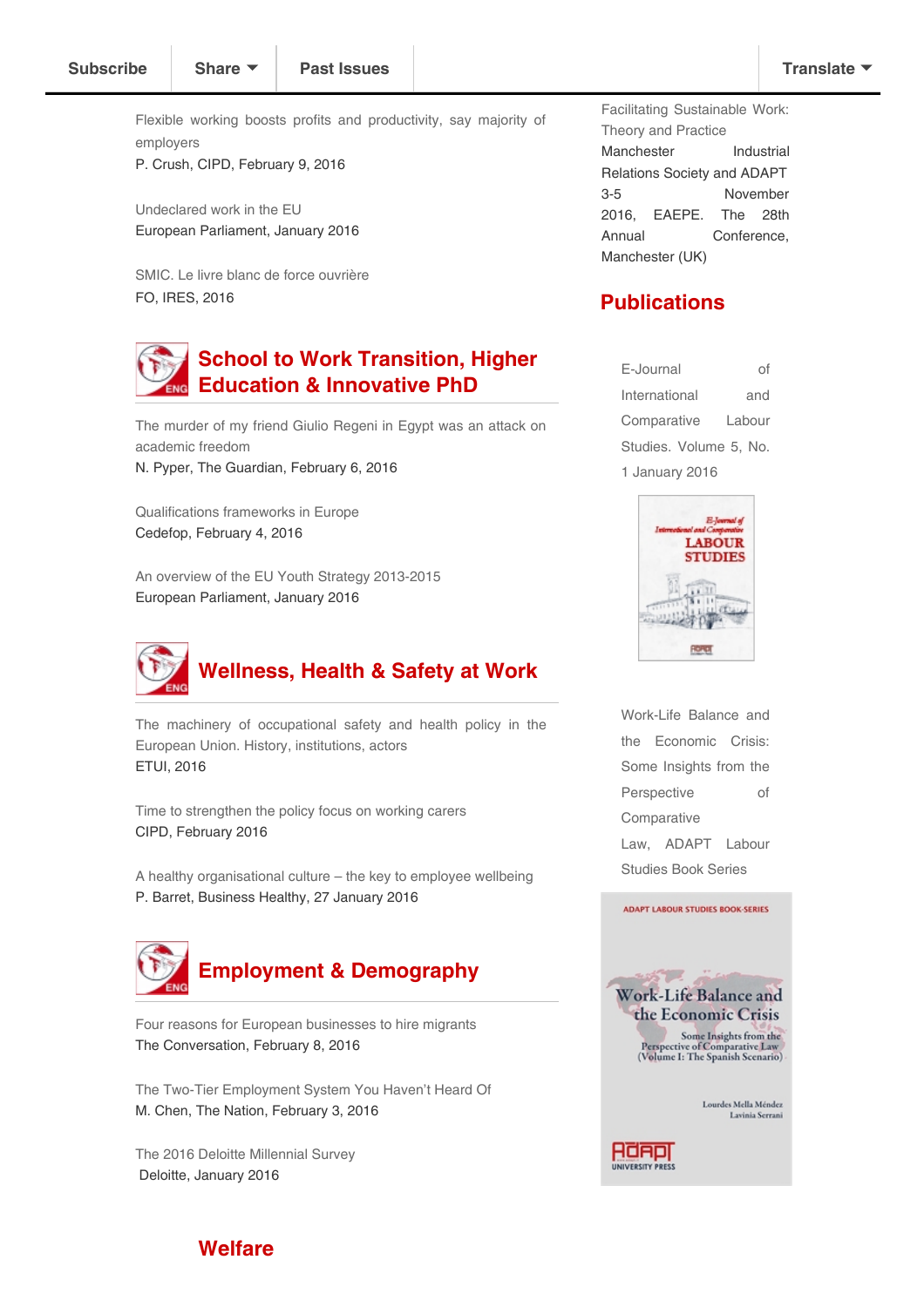Subscribe | Share | Past Issues | Translate

Flexible working boosts profits and productivity, say majority of employers
P. Crush, CIPD, February 9, 2016

Undeclared work in the EU
European Parliament, January 2016

SMIC. Le livre blanc de force ouvrière
FO, IRES, 2016

## School to Work Transition, Higher Education & Innovative PhD

The murder of my friend Giulio Regeni in Egypt was an attack on academic freedom
N. Pyper, The Guardian, February 6, 2016

Qualifications frameworks in Europe
Cedefop, February 4, 2016

An overview of the EU Youth Strategy 2013-2015
European Parliament, January 2016

## Wellness, Health & Safety at Work

The machinery of occupational safety and health policy in the European Union. History, institutions, actors
ETUI, 2016

Time to strengthen the policy focus on working carers
CIPD, February 2016

A healthy organisational culture – the key to employee wellbeing
P. Barret, Business Healthy, 27 January 2016

## Employment & Demography

Four reasons for European businesses to hire migrants
The Conversation, February 8, 2016

The Two-Tier Employment System You Haven't Heard Of
M. Chen, The Nation, February 3, 2016

The 2016 Deloitte Millennial Survey
Deloitte, January 2016

## Welfare

Facilitating Sustainable Work: Theory and Practice
Manchester Industrial Relations Society and ADAPT
3-5 November 2016, EAEPE. The 28th Annual Conference, Manchester (UK)

## Publications

E-Journal of International and Comparative Labour Studies. Volume 5, No. 1 January 2016

Work-Life Balance and the Economic Crisis: Some Insights from the Perspective of Comparative Law, ADAPT Labour Studies Book Series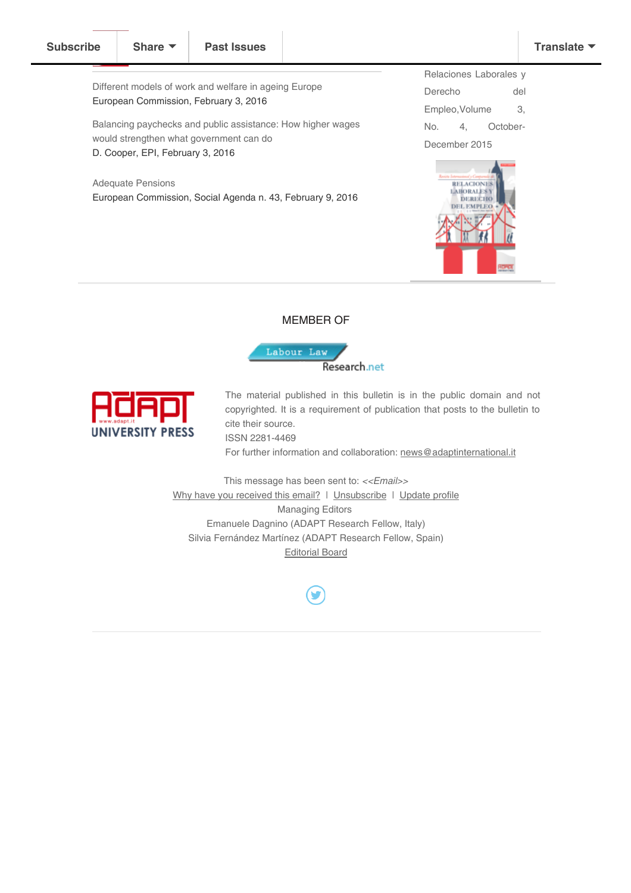Subscribe | Share | Past Issues | Translate

Different models of work and welfare in ageing Europe
European Commission, February 3, 2016

Balancing paychecks and public assistance: How higher wages would strengthen what government can do
D. Cooper, EPI, February 3, 2016

Adequate Pensions
European Commission, Social Agenda n. 43, February 9, 2016

Relaciones Laborales y Derecho del Empleo, Volume 3, No. 4, October-December 2015

MEMBER OF

Labour Law Research.net

ADAPT UNIVERSITY PRESS

The material published in this bulletin is in the public domain and not copyrighted. It is a requirement of publication that posts to the bulletin to cite their source.
ISSN 2281-4469
For further information and collaboration: news@adaptinternational.it

This message has been sent to: <<Email>>
Why have you received this email? | Unsubscribe | Update profile
Managing Editors
Emanuele Dagnino (ADAPT Research Fellow, Italy)
Silvia Fernández Martínez (ADAPT Research Fellow, Spain)
Editorial Board